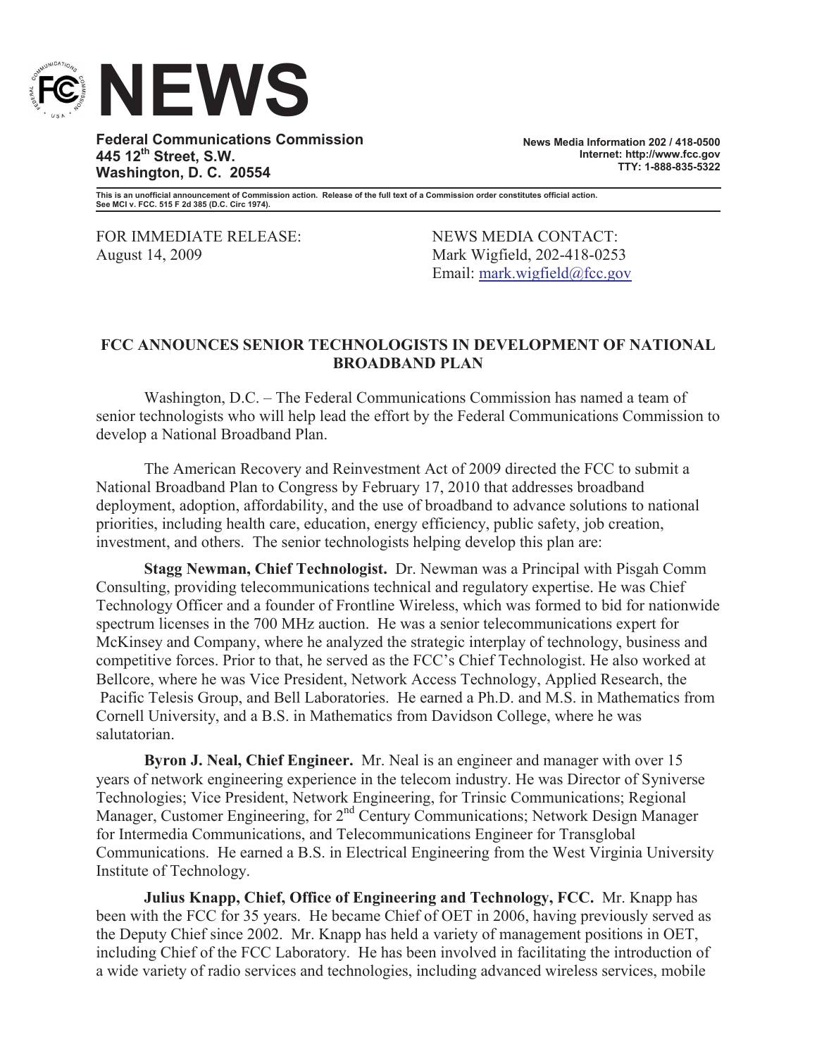# NEWS

**Federal Communications Commission**
**445 12th Street, S.W.**
**Washington, D. C. 20554**

**News Media Information 202 / 418-0500**
**Internet: http://www.fcc.gov**
**TTY: 1-888-835-5322**

**This is an unofficial announcement of Commission action. Release of the full text of a Commission order constitutes official action. See MCI v. FCC. 515 F 2d 385 (D.C. Circ 1974).**

FOR IMMEDIATE RELEASE:
August 14, 2009

NEWS MEDIA CONTACT:
Mark Wigfield, 202-418-0253
Email: mark.wigfield@fcc.gov

## FCC ANNOUNCES SENIOR TECHNOLOGISTS IN DEVELOPMENT OF NATIONAL BROADBAND PLAN

Washington, D.C. – The Federal Communications Commission has named a team of senior technologists who will help lead the effort by the Federal Communications Commission to develop a National Broadband Plan.

The American Recovery and Reinvestment Act of 2009 directed the FCC to submit a National Broadband Plan to Congress by February 17, 2010 that addresses broadband deployment, adoption, affordability, and the use of broadband to advance solutions to national priorities, including health care, education, energy efficiency, public safety, job creation, investment, and others. The senior technologists helping develop this plan are:

**Stagg Newman, Chief Technologist.** Dr. Newman was a Principal with Pisgah Comm Consulting, providing telecommunications technical and regulatory expertise. He was Chief Technology Officer and a founder of Frontline Wireless, which was formed to bid for nationwide spectrum licenses in the 700 MHz auction. He was a senior telecommunications expert for McKinsey and Company, where he analyzed the strategic interplay of technology, business and competitive forces. Prior to that, he served as the FCC's Chief Technologist. He also worked at Bellcore, where he was Vice President, Network Access Technology, Applied Research, the Pacific Telesis Group, and Bell Laboratories. He earned a Ph.D. and M.S. in Mathematics from Cornell University, and a B.S. in Mathematics from Davidson College, where he was salutatorian.

**Byron J. Neal, Chief Engineer.** Mr. Neal is an engineer and manager with over 15 years of network engineering experience in the telecom industry. He was Director of Syniverse Technologies; Vice President, Network Engineering, for Trinsic Communications; Regional Manager, Customer Engineering, for 2nd Century Communications; Network Design Manager for Intermedia Communications, and Telecommunications Engineer for Transglobal Communications. He earned a B.S. in Electrical Engineering from the West Virginia University Institute of Technology.

**Julius Knapp, Chief, Office of Engineering and Technology, FCC.** Mr. Knapp has been with the FCC for 35 years. He became Chief of OET in 2006, having previously served as the Deputy Chief since 2002. Mr. Knapp has held a variety of management positions in OET, including Chief of the FCC Laboratory. He has been involved in facilitating the introduction of a wide variety of radio services and technologies, including advanced wireless services, mobile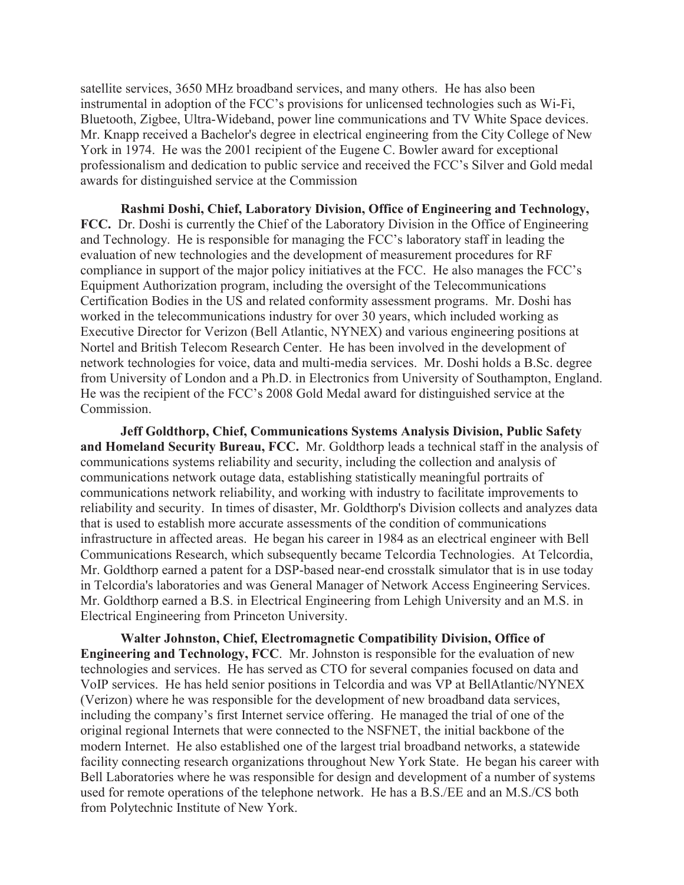satellite services, 3650 MHz broadband services, and many others. He has also been instrumental in adoption of the FCC's provisions for unlicensed technologies such as Wi-Fi, Bluetooth, Zigbee, Ultra-Wideband, power line communications and TV White Space devices. Mr. Knapp received a Bachelor's degree in electrical engineering from the City College of New York in 1974. He was the 2001 recipient of the Eugene C. Bowler award for exceptional professionalism and dedication to public service and received the FCC's Silver and Gold medal awards for distinguished service at the Commission

**Rashmi Doshi, Chief, Laboratory Division, Office of Engineering and Technology, FCC.** Dr. Doshi is currently the Chief of the Laboratory Division in the Office of Engineering and Technology. He is responsible for managing the FCC's laboratory staff in leading the evaluation of new technologies and the development of measurement procedures for RF compliance in support of the major policy initiatives at the FCC. He also manages the FCC's Equipment Authorization program, including the oversight of the Telecommunications Certification Bodies in the US and related conformity assessment programs. Mr. Doshi has worked in the telecommunications industry for over 30 years, which included working as Executive Director for Verizon (Bell Atlantic, NYNEX) and various engineering positions at Nortel and British Telecom Research Center. He has been involved in the development of network technologies for voice, data and multi-media services. Mr. Doshi holds a B.Sc. degree from University of London and a Ph.D. in Electronics from University of Southampton, England. He was the recipient of the FCC's 2008 Gold Medal award for distinguished service at the Commission.

**Jeff Goldthorp, Chief, Communications Systems Analysis Division, Public Safety and Homeland Security Bureau, FCC.** Mr. Goldthorp leads a technical staff in the analysis of communications systems reliability and security, including the collection and analysis of communications network outage data, establishing statistically meaningful portraits of communications network reliability, and working with industry to facilitate improvements to reliability and security. In times of disaster, Mr. Goldthorp's Division collects and analyzes data that is used to establish more accurate assessments of the condition of communications infrastructure in affected areas. He began his career in 1984 as an electrical engineer with Bell Communications Research, which subsequently became Telcordia Technologies. At Telcordia, Mr. Goldthorp earned a patent for a DSP-based near-end crosstalk simulator that is in use today in Telcordia's laboratories and was General Manager of Network Access Engineering Services. Mr. Goldthorp earned a B.S. in Electrical Engineering from Lehigh University and an M.S. in Electrical Engineering from Princeton University.

**Walter Johnston, Chief, Electromagnetic Compatibility Division, Office of Engineering and Technology, FCC**. Mr. Johnston is responsible for the evaluation of new technologies and services. He has served as CTO for several companies focused on data and VoIP services. He has held senior positions in Telcordia and was VP at BellAtlantic/NYNEX (Verizon) where he was responsible for the development of new broadband data services, including the company's first Internet service offering. He managed the trial of one of the original regional Internets that were connected to the NSFNET, the initial backbone of the modern Internet. He also established one of the largest trial broadband networks, a statewide facility connecting research organizations throughout New York State. He began his career with Bell Laboratories where he was responsible for design and development of a number of systems used for remote operations of the telephone network. He has a B.S./EE and an M.S./CS both from Polytechnic Institute of New York.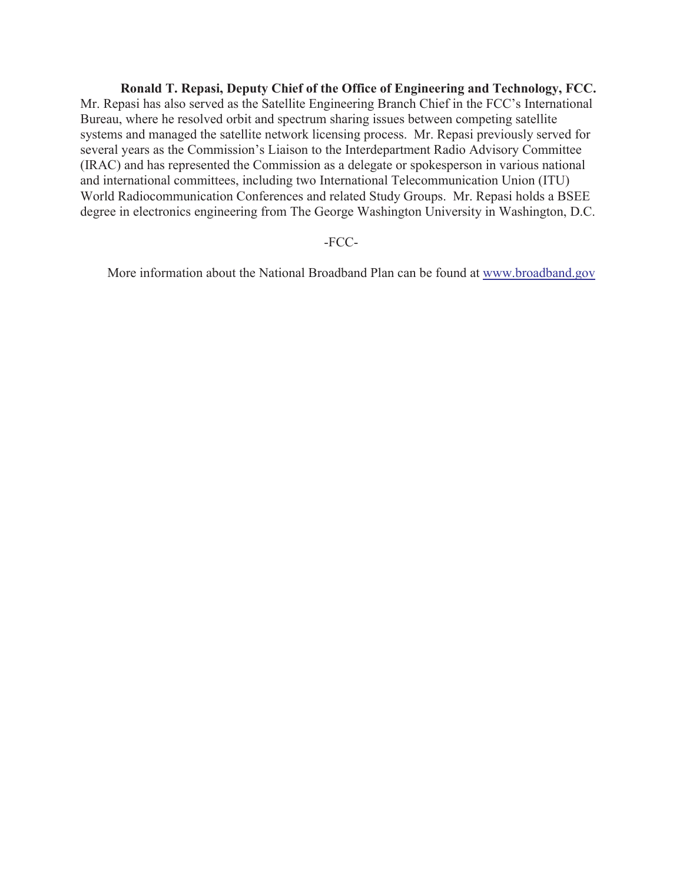**Ronald T. Repasi, Deputy Chief of the Office of Engineering and Technology, FCC.** Mr. Repasi has also served as the Satellite Engineering Branch Chief in the FCC's International Bureau, where he resolved orbit and spectrum sharing issues between competing satellite systems and managed the satellite network licensing process. Mr. Repasi previously served for several years as the Commission's Liaison to the Interdepartment Radio Advisory Committee (IRAC) and has represented the Commission as a delegate or spokesperson in various national and international committees, including two International Telecommunication Union (ITU) World Radiocommunication Conferences and related Study Groups. Mr. Repasi holds a BSEE degree in electronics engineering from The George Washington University in Washington, D.C.

-FCC-

More information about the National Broadband Plan can be found at www.broadband.gov